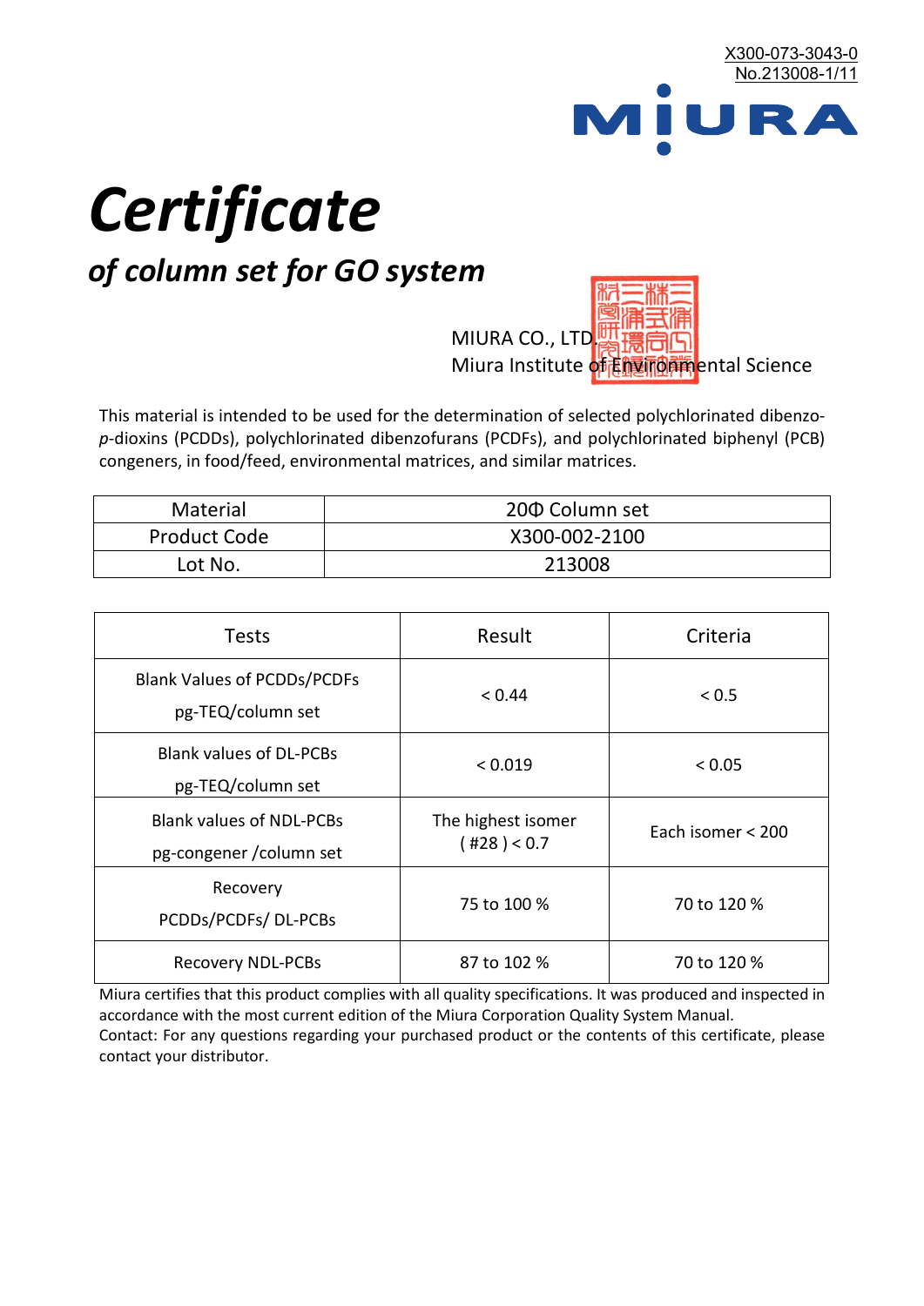X300-073-3043-0
No.213008-1/11

MIURA

# Certificate

## of column set for GO system

MIURA CO., LTD.
Miura Institute of Environmental Science

This material is intended to be used for the determination of selected polychlorinated dibenzo-*p*-dioxins (PCDDs), polychlorinated dibenzofurans (PCDFs), and polychlorinated biphenyl (PCB) congeners, in food/feed, environmental matrices, and similar matrices.

| Material | 20Φ Column set |
|---|---|
| Product Code | X300-002-2100 |
| Lot No. | 213008 |

| Tests | Result | Criteria |
|---|---|---|
| Blank Values of PCDDs/PCDFs pg-TEQ/column set | < 0.44 | < 0.5 |
| Blank values of DL-PCBs pg-TEQ/column set | < 0.019 | < 0.05 |
| Blank values of NDL-PCBs pg-congener /column set | The highest isomer ( #28 ) < 0.7 | Each isomer < 200 |
| Recovery PCDDs/PCDFs/ DL-PCBs | 75 to 100 % | 70 to 120 % |
| Recovery NDL-PCBs | 87 to 102 % | 70 to 120 % |

Miura certifies that this product complies with all quality specifications. It was produced and inspected in accordance with the most current edition of the Miura Corporation Quality System Manual.
Contact: For any questions regarding your purchased product or the contents of this certificate, please contact your distributor.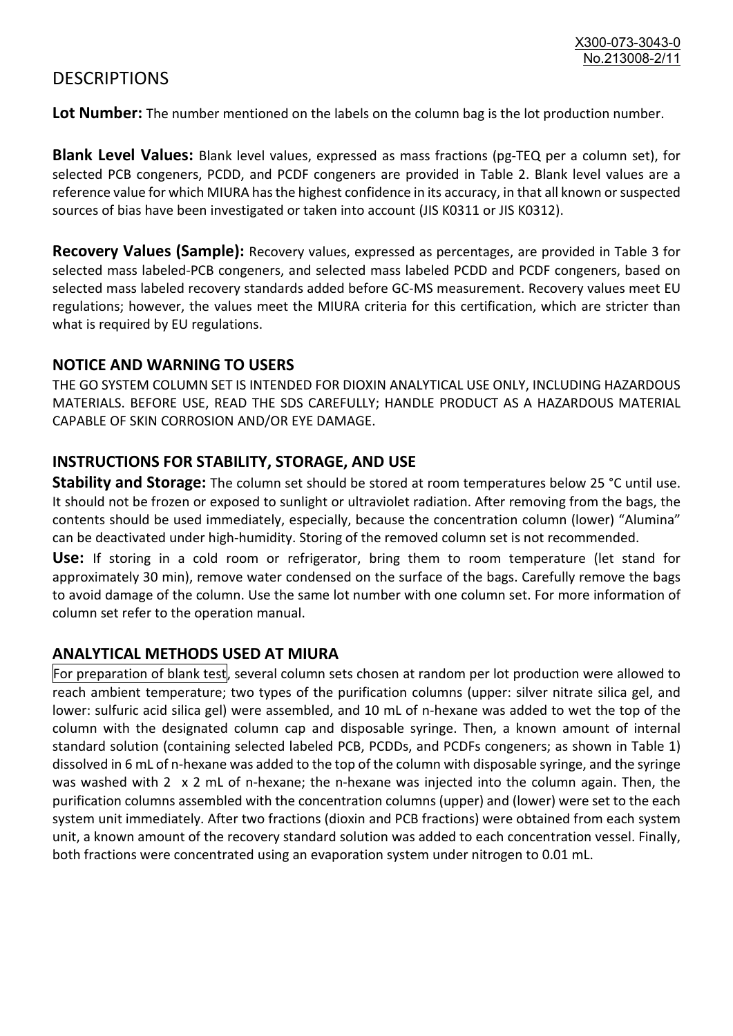# DESCRIPTIONS

**Lot Number:** The number mentioned on the labels on the column bag is the lot production number.

**Blank Level Values:** Blank level values, expressed as mass fractions (pg-TEQ per a column set), for selected PCB congeners, PCDD, and PCDF congeners are provided in Table 2. Blank level values are a reference value for which MIURA has the highest confidence in its accuracy, in that all known or suspected sources of bias have been investigated or taken into account (JIS K0311 or JIS K0312).

**Recovery Values (Sample):** Recovery values, expressed as percentages, are provided in Table 3 for selected mass labeled-PCB congeners, and selected mass labeled PCDD and PCDF congeners, based on selected mass labeled recovery standards added before GC-MS measurement. Recovery values meet EU regulations; however, the values meet the MIURA criteria for this certification, which are stricter than what is required by EU regulations.

## NOTICE AND WARNING TO USERS

THE GO SYSTEM COLUMN SET IS INTENDED FOR DIOXIN ANALYTICAL USE ONLY, INCLUDING HAZARDOUS MATERIALS. BEFORE USE, READ THE SDS CAREFULLY; HANDLE PRODUCT AS A HAZARDOUS MATERIAL CAPABLE OF SKIN CORROSION AND/OR EYE DAMAGE.

## INSTRUCTIONS FOR STABILITY, STORAGE, AND USE

**Stability and Storage:** The column set should be stored at room temperatures below 25 °C until use. It should not be frozen or exposed to sunlight or ultraviolet radiation. After removing from the bags, the contents should be used immediately, especially, because the concentration column (lower) "Alumina" can be deactivated under high-humidity. Storing of the removed column set is not recommended.

**Use:** If storing in a cold room or refrigerator, bring them to room temperature (let stand for approximately 30 min), remove water condensed on the surface of the bags. Carefully remove the bags to avoid damage of the column. Use the same lot number with one column set. For more information of column set refer to the operation manual.

## ANALYTICAL METHODS USED AT MIURA

For preparation of blank test, several column sets chosen at random per lot production were allowed to reach ambient temperature; two types of the purification columns (upper: silver nitrate silica gel, and lower: sulfuric acid silica gel) were assembled, and 10 mL of n-hexane was added to wet the top of the column with the designated column cap and disposable syringe. Then, a known amount of internal standard solution (containing selected labeled PCB, PCDDs, and PCDFs congeners; as shown in Table 1) dissolved in 6 mL of n-hexane was added to the top of the column with disposable syringe, and the syringe was washed with 2 x 2 mL of n-hexane; the n-hexane was injected into the column again. Then, the purification columns assembled with the concentration columns (upper) and (lower) were set to the each system unit immediately. After two fractions (dioxin and PCB fractions) were obtained from each system unit, a known amount of the recovery standard solution was added to each concentration vessel. Finally, both fractions were concentrated using an evaporation system under nitrogen to 0.01 mL.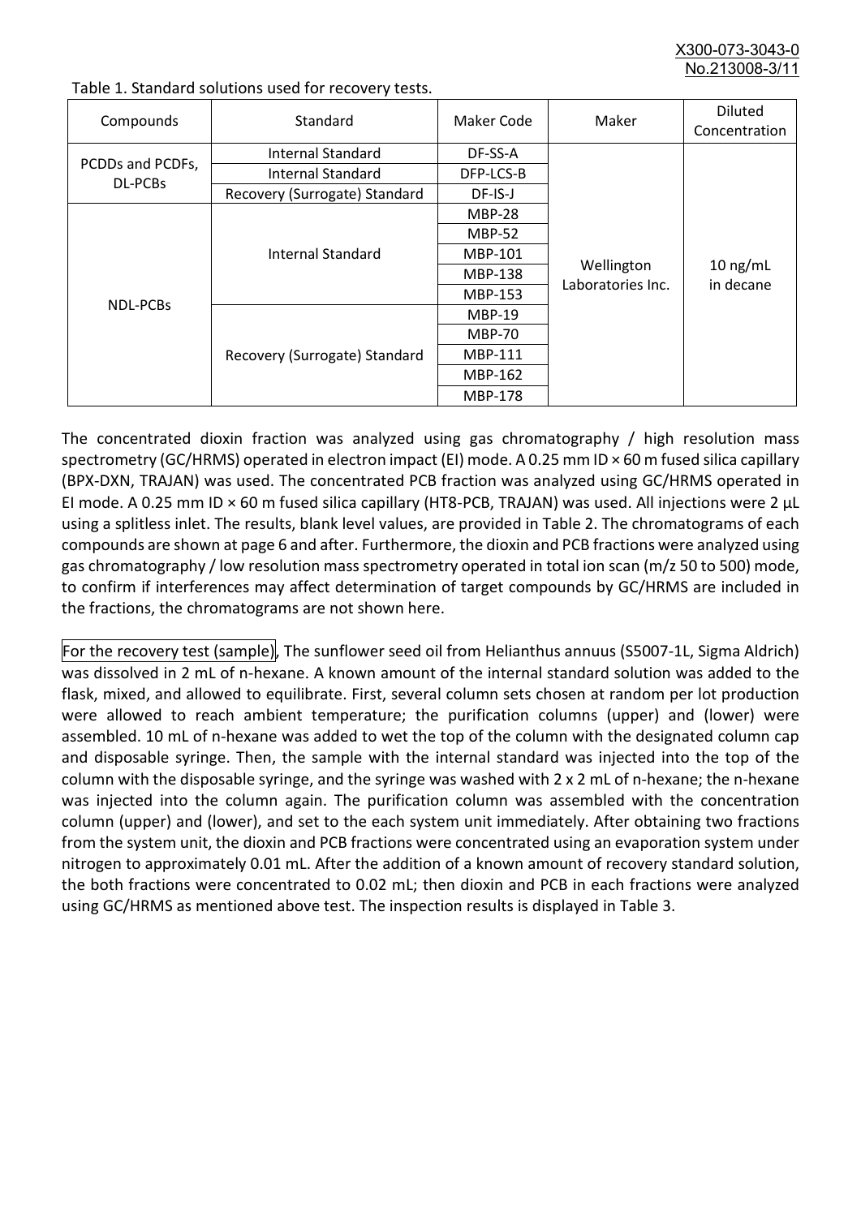Table 1. Standard solutions used for recovery tests.

| Compounds | Standard | Maker Code | Maker | Diluted Concentration |
|---|---|---|---|---|
| PCDDs and PCDFs, DL-PCBs | Internal Standard | DF-SS-A | Wellington Laboratories Inc. | 10 ng/mL in decane |
| | Internal Standard | DFP-LCS-B | | |
| | Recovery (Surrogate) Standard | DF-IS-J | | |
| NDL-PCBs | Internal Standard | MBP-28 | | |
| | | MBP-52 | | |
| | | MBP-101 | | |
| | | MBP-138 | | |
| | | MBP-153 | | |
| | Recovery (Surrogate) Standard | MBP-19 | | |
| | | MBP-70 | | |
| | | MBP-111 | | |
| | | MBP-162 | | |
| | | MBP-178 | | |

The concentrated dioxin fraction was analyzed using gas chromatography / high resolution mass spectrometry (GC/HRMS) operated in electron impact (EI) mode. A 0.25 mm ID × 60 m fused silica capillary (BPX-DXN, TRAJAN) was used. The concentrated PCB fraction was analyzed using GC/HRMS operated in EI mode. A 0.25 mm ID × 60 m fused silica capillary (HT8-PCB, TRAJAN) was used. All injections were 2 µL using a splitless inlet. The results, blank level values, are provided in Table 2. The chromatograms of each compounds are shown at page 6 and after. Furthermore, the dioxin and PCB fractions were analyzed using gas chromatography / low resolution mass spectrometry operated in total ion scan (m/z 50 to 500) mode, to confirm if interferences may affect determination of target compounds by GC/HRMS are included in the fractions, the chromatograms are not shown here.

For the recovery test (sample), The sunflower seed oil from Helianthus annuus (S5007-1L, Sigma Aldrich) was dissolved in 2 mL of n-hexane. A known amount of the internal standard solution was added to the flask, mixed, and allowed to equilibrate. First, several column sets chosen at random per lot production were allowed to reach ambient temperature; the purification columns (upper) and (lower) were assembled. 10 mL of n-hexane was added to wet the top of the column with the designated column cap and disposable syringe. Then, the sample with the internal standard was injected into the top of the column with the disposable syringe, and the syringe was washed with 2 x 2 mL of n-hexane; the n-hexane was injected into the column again. The purification column was assembled with the concentration column (upper) and (lower), and set to the each system unit immediately. After obtaining two fractions from the system unit, the dioxin and PCB fractions were concentrated using an evaporation system under nitrogen to approximately 0.01 mL. After the addition of a known amount of recovery standard solution, the both fractions were concentrated to 0.02 mL; then dioxin and PCB in each fractions were analyzed using GC/HRMS as mentioned above test. The inspection results is displayed in Table 3.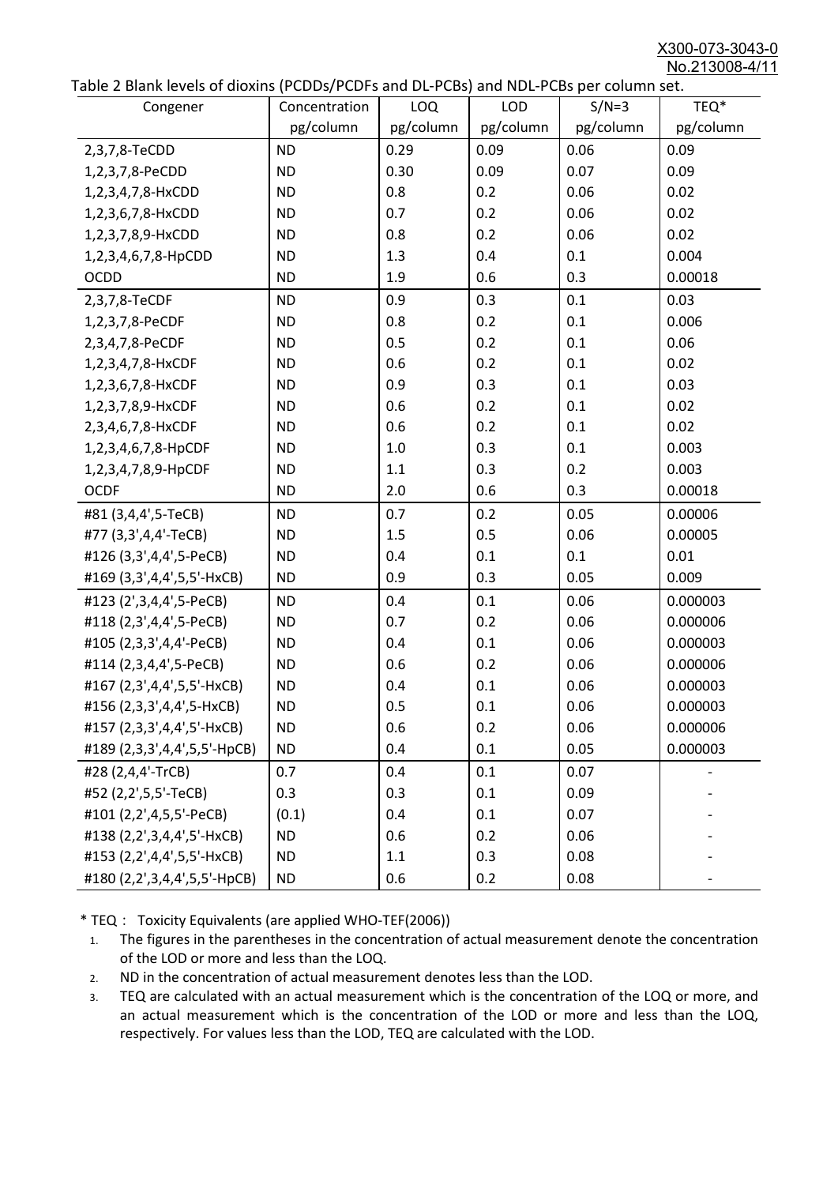Table 2 Blank levels of dioxins (PCDDs/PCDFs and DL-PCBs) and NDL-PCBs per column set.

| Congener | Concentration pg/column | LOQ pg/column | LOD pg/column | S/N=3 pg/column | TEQ* pg/column |
|---|---|---|---|---|---|
| 2,3,7,8-TeCDD | ND | 0.29 | 0.09 | 0.06 | 0.09 |
| 1,2,3,7,8-PeCDD | ND | 0.30 | 0.09 | 0.07 | 0.09 |
| 1,2,3,4,7,8-HxCDD | ND | 0.8 | 0.2 | 0.06 | 0.02 |
| 1,2,3,6,7,8-HxCDD | ND | 0.7 | 0.2 | 0.06 | 0.02 |
| 1,2,3,7,8,9-HxCDD | ND | 0.8 | 0.2 | 0.06 | 0.02 |
| 1,2,3,4,6,7,8-HpCDD | ND | 1.3 | 0.4 | 0.1 | 0.004 |
| OCDD | ND | 1.9 | 0.6 | 0.3 | 0.00018 |
| 2,3,7,8-TeCDF | ND | 0.9 | 0.3 | 0.1 | 0.03 |
| 1,2,3,7,8-PeCDF | ND | 0.8 | 0.2 | 0.1 | 0.006 |
| 2,3,4,7,8-PeCDF | ND | 0.5 | 0.2 | 0.1 | 0.06 |
| 1,2,3,4,7,8-HxCDF | ND | 0.6 | 0.2 | 0.1 | 0.02 |
| 1,2,3,6,7,8-HxCDF | ND | 0.9 | 0.3 | 0.1 | 0.03 |
| 1,2,3,7,8,9-HxCDF | ND | 0.6 | 0.2 | 0.1 | 0.02 |
| 2,3,4,6,7,8-HxCDF | ND | 0.6 | 0.2 | 0.1 | 0.02 |
| 1,2,3,4,6,7,8-HpCDF | ND | 1.0 | 0.3 | 0.1 | 0.003 |
| 1,2,3,4,7,8,9-HpCDF | ND | 1.1 | 0.3 | 0.2 | 0.003 |
| OCDF | ND | 2.0 | 0.6 | 0.3 | 0.00018 |
| #81 (3,4,4',5-TeCB) | ND | 0.7 | 0.2 | 0.05 | 0.00006 |
| #77 (3,3',4,4'-TeCB) | ND | 1.5 | 0.5 | 0.06 | 0.00005 |
| #126 (3,3',4,4',5-PeCB) | ND | 0.4 | 0.1 | 0.1 | 0.01 |
| #169 (3,3',4,4',5,5'-HxCB) | ND | 0.9 | 0.3 | 0.05 | 0.009 |
| #123 (2',3,4,4',5-PeCB) | ND | 0.4 | 0.1 | 0.06 | 0.000003 |
| #118 (2,3',4,4',5-PeCB) | ND | 0.7 | 0.2 | 0.06 | 0.000006 |
| #105 (2,3,3',4,4'-PeCB) | ND | 0.4 | 0.1 | 0.06 | 0.000003 |
| #114 (2,3,4,4',5-PeCB) | ND | 0.6 | 0.2 | 0.06 | 0.000006 |
| #167 (2,3',4,4',5,5'-HxCB) | ND | 0.4 | 0.1 | 0.06 | 0.000003 |
| #156 (2,3,3',4,4',5-HxCB) | ND | 0.5 | 0.1 | 0.06 | 0.000003 |
| #157 (2,3,3',4,4',5'-HxCB) | ND | 0.6 | 0.2 | 0.06 | 0.000006 |
| #189 (2,3,3',4,4',5,5'-HpCB) | ND | 0.4 | 0.1 | 0.05 | 0.000003 |
| #28 (2,4,4'-TrCB) | 0.7 | 0.4 | 0.1 | 0.07 | - |
| #52 (2,2',5,5'-TeCB) | 0.3 | 0.3 | 0.1 | 0.09 | - |
| #101 (2,2',4,5,5'-PeCB) | (0.1) | 0.4 | 0.1 | 0.07 | - |
| #138 (2,2',3,4,4',5'-HxCB) | ND | 0.6 | 0.2 | 0.06 | - |
| #153 (2,2',4,4',5,5'-HxCB) | ND | 1.1 | 0.3 | 0.08 | - |
| #180 (2,2',3,4,4',5,5'-HpCB) | ND | 0.6 | 0.2 | 0.08 | - |

* TEQ： Toxicity Equivalents (are applied WHO-TEF(2006))

1. The figures in the parentheses in the concentration of actual measurement denote the concentration of the LOD or more and less than the LOQ.
2. ND in the concentration of actual measurement denotes less than the LOD.
3. TEQ are calculated with an actual measurement which is the concentration of the LOQ or more, and an actual measurement which is the concentration of the LOD or more and less than the LOQ, respectively. For values less than the LOD, TEQ are calculated with the LOD.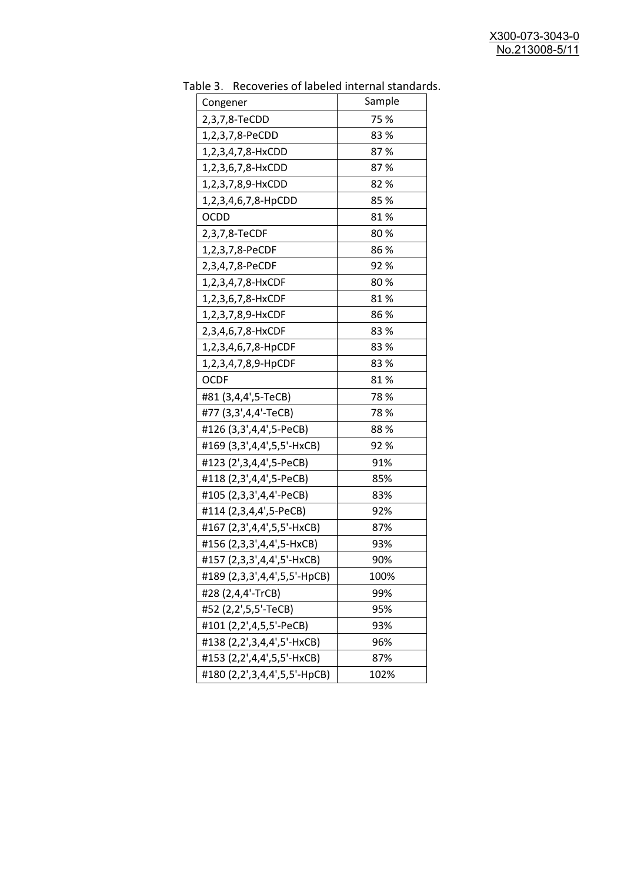Table 3. Recoveries of labeled internal standards.

| Congener | Sample |
|---|---|
| 2,3,7,8-TeCDD | 75 % |
| 1,2,3,7,8-PeCDD | 83 % |
| 1,2,3,4,7,8-HxCDD | 87 % |
| 1,2,3,6,7,8-HxCDD | 87 % |
| 1,2,3,7,8,9-HxCDD | 82 % |
| 1,2,3,4,6,7,8-HpCDD | 85 % |
| OCDD | 81 % |
| 2,3,7,8-TeCDF | 80 % |
| 1,2,3,7,8-PeCDF | 86 % |
| 2,3,4,7,8-PeCDF | 92 % |
| 1,2,3,4,7,8-HxCDF | 80 % |
| 1,2,3,6,7,8-HxCDF | 81 % |
| 1,2,3,7,8,9-HxCDF | 86 % |
| 2,3,4,6,7,8-HxCDF | 83 % |
| 1,2,3,4,6,7,8-HpCDF | 83 % |
| 1,2,3,4,7,8,9-HpCDF | 83 % |
| OCDF | 81 % |
| #81 (3,4,4',5-TeCB) | 78 % |
| #77 (3,3',4,4'-TeCB) | 78 % |
| #126 (3,3',4,4',5-PeCB) | 88 % |
| #169 (3,3',4,4',5,5'-HxCB) | 92 % |
| #123 (2',3,4,4',5-PeCB) | 91% |
| #118 (2,3',4,4',5-PeCB) | 85% |
| #105 (2,3,3',4,4'-PeCB) | 83% |
| #114 (2,3,4,4',5-PeCB) | 92% |
| #167 (2,3',4,4',5,5'-HxCB) | 87% |
| #156 (2,3,3',4,4',5-HxCB) | 93% |
| #157 (2,3,3',4,4',5'-HxCB) | 90% |
| #189 (2,3,3',4,4',5,5'-HpCB) | 100% |
| #28 (2,4,4'-TrCB) | 99% |
| #52 (2,2',5,5'-TeCB) | 95% |
| #101 (2,2',4,5,5'-PeCB) | 93% |
| #138 (2,2',3,4,4',5'-HxCB) | 96% |
| #153 (2,2',4,4',5,5'-HxCB) | 87% |
| #180 (2,2',3,4,4',5,5'-HpCB) | 102% |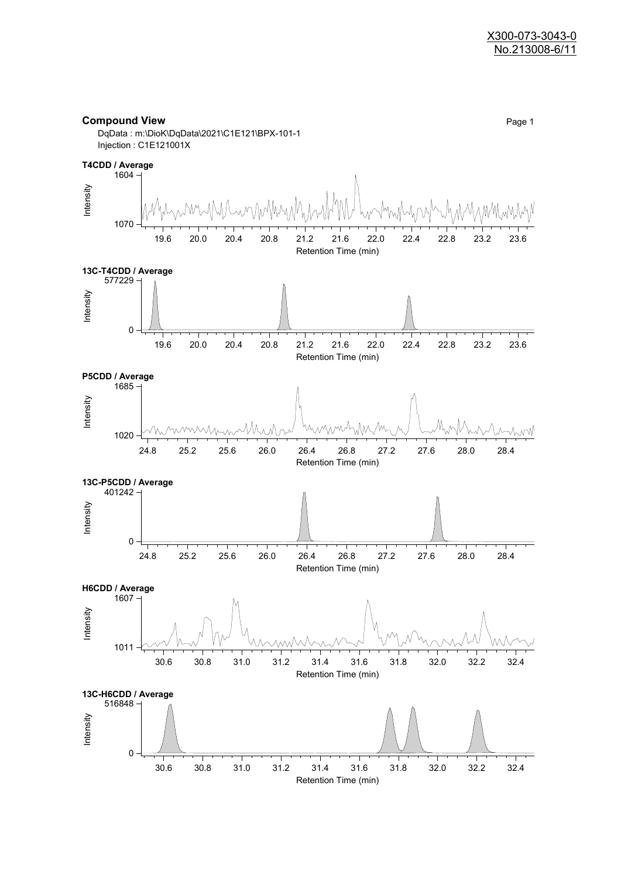**Compound View**

DqData : m:\DioK\DqData\2021\C1E121\BPX-101-1
Injection : C1E121001X

**T4CDD / Average**

Intensity: 1070 – 1604
Retention Time (min): 19.6, 20.0, 20.4, 20.8, 21.2, 21.6, 22.0, 22.4, 22.8, 23.2, 23.6

**13C-T4CDD / Average**

Intensity: 0 – 577229
Retention Time (min): 19.6, 20.0, 20.4, 20.8, 21.2, 21.6, 22.0, 22.4, 22.8, 23.2, 23.6

**P5CDD / Average**

Intensity: 1020 – 1685
Retention Time (min): 24.8, 25.2, 25.6, 26.0, 26.4, 26.8, 27.2, 27.6, 28.0, 28.4

**13C-P5CDD / Average**

Intensity: 0 – 401242
Retention Time (min): 24.8, 25.2, 25.6, 26.0, 26.4, 26.8, 27.2, 27.6, 28.0, 28.4

**H6CDD / Average**

Intensity: 1011 – 1607
Retention Time (min): 30.6, 30.8, 31.0, 31.2, 31.4, 31.6, 31.8, 32.0, 32.2, 32.4

**13C-H6CDD / Average**

Intensity: 0 – 516848
Retention Time (min): 30.6, 30.8, 31.0, 31.2, 31.4, 31.6, 31.8, 32.0, 32.2, 32.4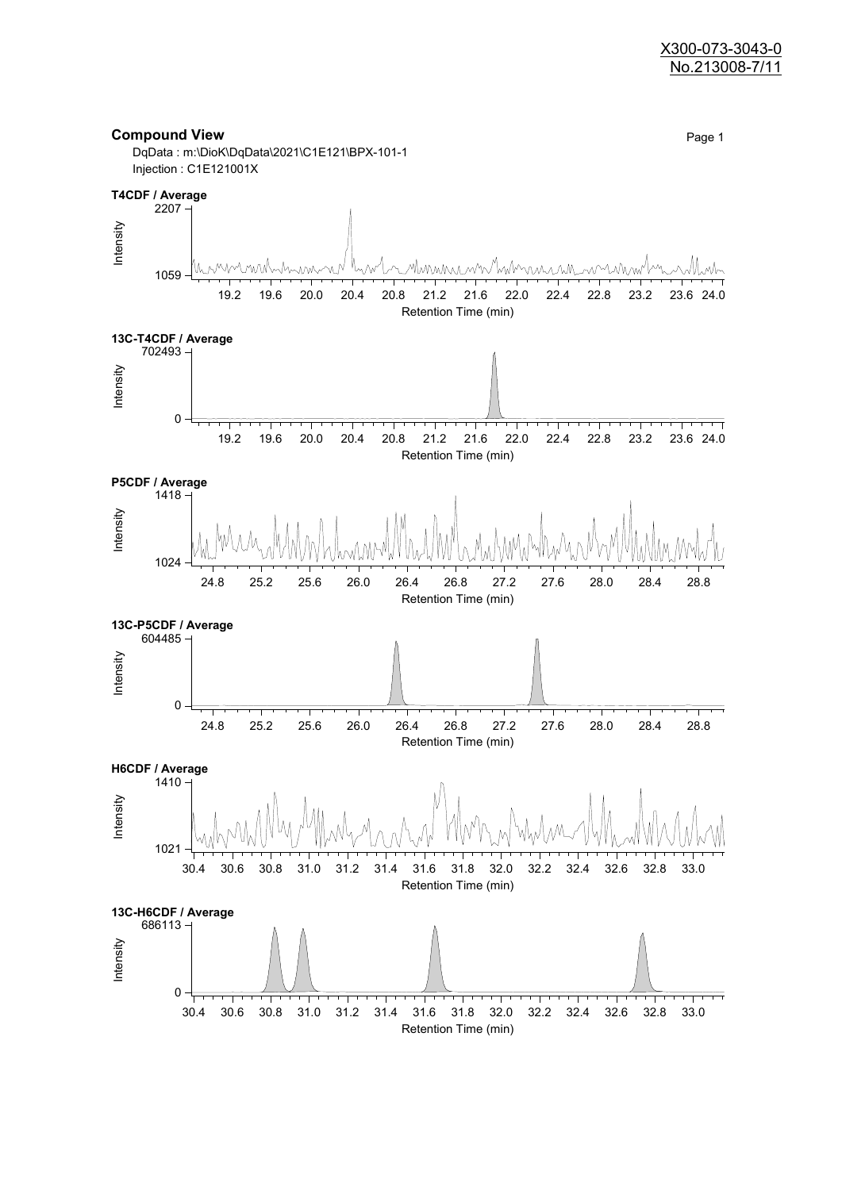X300-073-3043-0
No.213008-7/11

## Compound View

DqData : m:\DioK\DqData\2021\C1E121\BPX-101-1
Injection : C1E121001X

**T4CDF / Average**

Intensity: 1059 – 2207
Retention Time (min): 19.2, 19.6, 20.0, 20.4, 20.8, 21.2, 21.6, 22.0, 22.4, 22.8, 23.2, 23.6, 24.0

**13C-T4CDF / Average**

Intensity: 0 – 702493
Retention Time (min): 19.2, 19.6, 20.0, 20.4, 20.8, 21.2, 21.6, 22.0, 22.4, 22.8, 23.2, 23.6, 24.0

**P5CDF / Average**

Intensity: 1024 – 1418
Retention Time (min): 24.8, 25.2, 25.6, 26.0, 26.4, 26.8, 27.2, 27.6, 28.0, 28.4, 28.8

**13C-P5CDF / Average**

Intensity: 0 – 604485
Retention Time (min): 24.8, 25.2, 25.6, 26.0, 26.4, 26.8, 27.2, 27.6, 28.0, 28.4, 28.8

**H6CDF / Average**

Intensity: 1021 – 1410
Retention Time (min): 30.4, 30.6, 30.8, 31.0, 31.2, 31.4, 31.6, 31.8, 32.0, 32.2, 32.4, 32.6, 32.8, 33.0

**13C-H6CDF / Average**

Intensity: 0 – 686113
Retention Time (min): 30.4, 30.6, 30.8, 31.0, 31.2, 31.4, 31.6, 31.8, 32.0, 32.2, 32.4, 32.6, 32.8, 33.0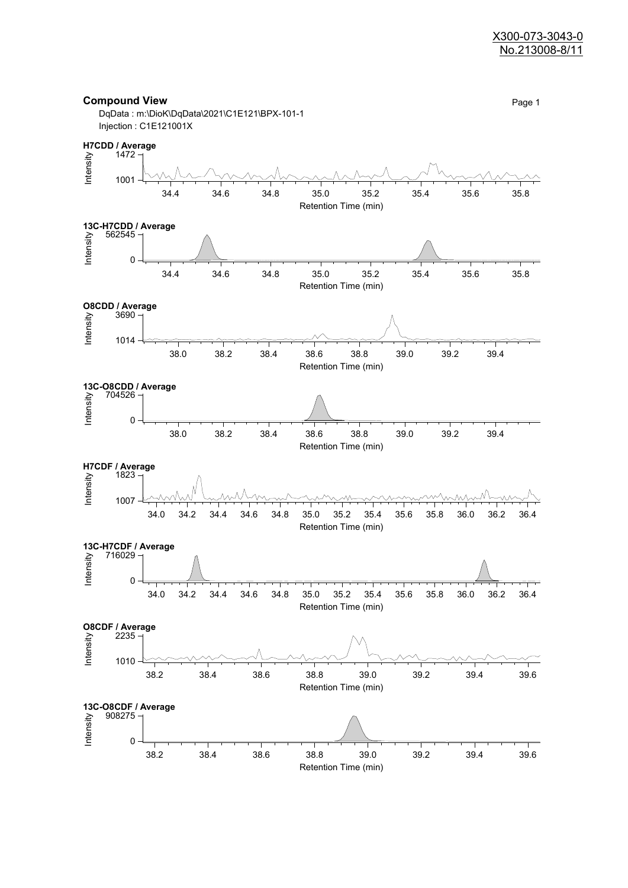X300-073-3043-0
No.213008-8/11

**Compound View**

DqData : m:\DioK\DqData\2021\C1E121\BPX-101-1
Injection : C1E121001X

**H7CDD / Average**

Intensity 1472, 1001
Retention Time (min): 34.4, 34.6, 34.8, 35.0, 35.2, 35.4, 35.6, 35.8

**13C-H7CDD / Average**

Intensity 562545, 0
Retention Time (min): 34.4, 34.6, 34.8, 35.0, 35.2, 35.4, 35.6, 35.8

**O8CDD / Average**

Intensity 3690, 1014
Retention Time (min): 38.0, 38.2, 38.4, 38.6, 38.8, 39.0, 39.2, 39.4

**13C-O8CDD / Average**

Intensity 704526, 0
Retention Time (min): 38.0, 38.2, 38.4, 38.6, 38.8, 39.0, 39.2, 39.4

**H7CDF / Average**

Intensity 1823, 1007
Retention Time (min): 34.0, 34.2, 34.4, 34.6, 34.8, 35.0, 35.2, 35.4, 35.6, 35.8, 36.0, 36.2, 36.4

**13C-H7CDF / Average**

Intensity 716029, 0
Retention Time (min): 34.0, 34.2, 34.4, 34.6, 34.8, 35.0, 35.2, 35.4, 35.6, 35.8, 36.0, 36.2, 36.4

**O8CDF / Average**

Intensity 2235, 1010
Retention Time (min): 38.2, 38.4, 38.6, 38.8, 39.0, 39.2, 39.4, 39.6

**13C-O8CDF / Average**

Intensity 908275, 0
Retention Time (min): 38.2, 38.4, 38.6, 38.8, 39.0, 39.2, 39.4, 39.6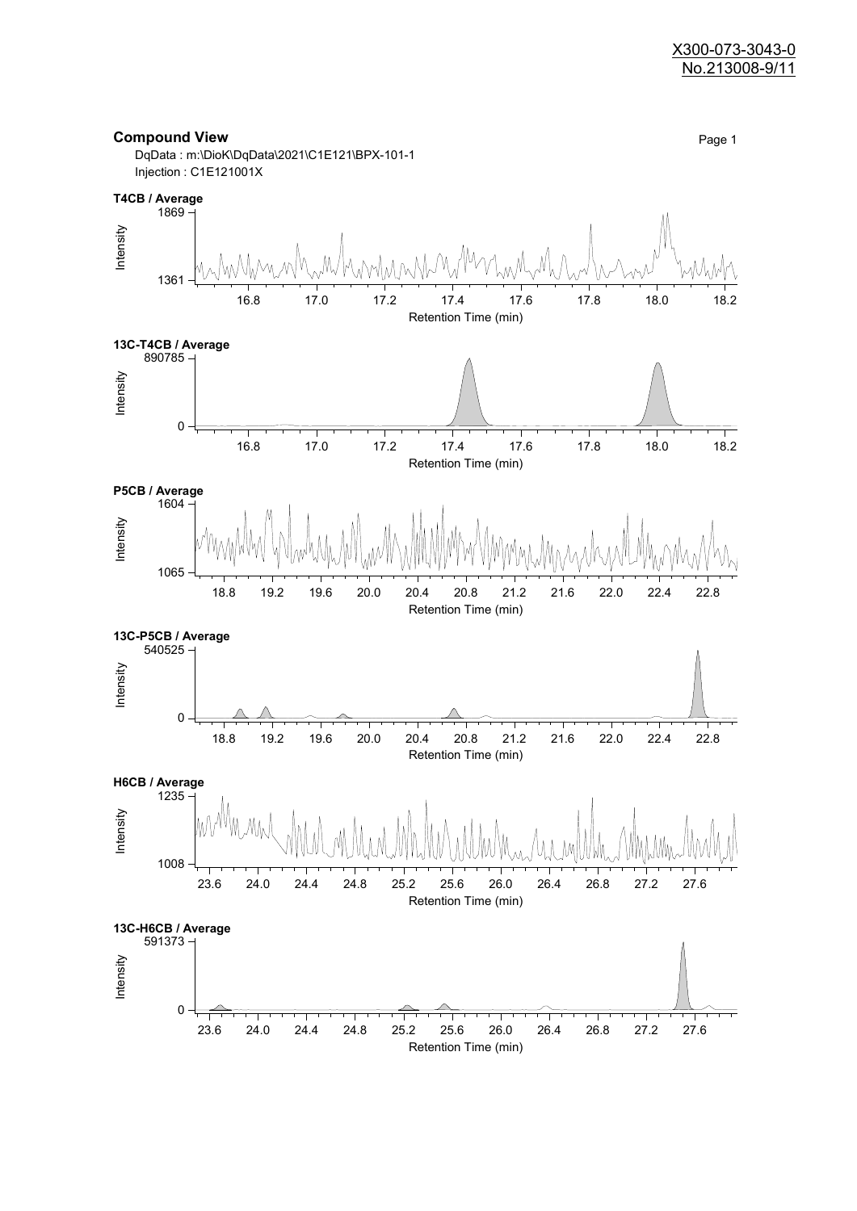## Compound View

DqData : m:\DioK\DqData\2021\C1E121\BPX-101-1
Injection : C1E121001X

**T4CB / Average**

Intensity: 1361 – 1869
Retention Time (min): 16.8, 17.0, 17.2, 17.4, 17.6, 17.8, 18.0, 18.2

**13C-T4CB / Average**

Intensity: 0 – 890785
Retention Time (min): 16.8, 17.0, 17.2, 17.4, 17.6, 17.8, 18.0, 18.2

**P5CB / Average**

Intensity: 1065 – 1604
Retention Time (min): 18.8, 19.2, 19.6, 20.0, 20.4, 20.8, 21.2, 21.6, 22.0, 22.4, 22.8

**13C-P5CB / Average**

Intensity: 0 – 540525
Retention Time (min): 18.8, 19.2, 19.6, 20.0, 20.4, 20.8, 21.2, 21.6, 22.0, 22.4, 22.8

**H6CB / Average**

Intensity: 1008 – 1235
Retention Time (min): 23.6, 24.0, 24.4, 24.8, 25.2, 25.6, 26.0, 26.4, 26.8, 27.2, 27.6

**13C-H6CB / Average**

Intensity: 0 – 591373
Retention Time (min): 23.6, 24.0, 24.4, 24.8, 25.2, 25.6, 26.0, 26.4, 26.8, 27.2, 27.6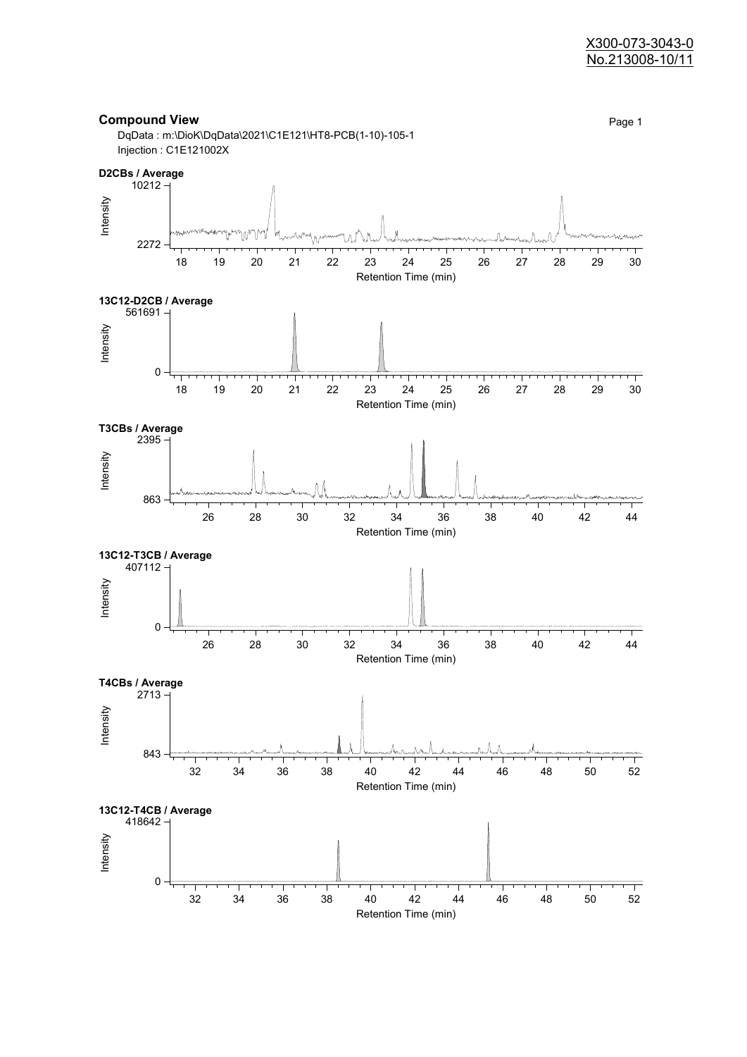X300-073-3043-0
No.213008-10/11

## Compound View

DqData : m:\DioK\DqData\2021\C1E121\HT8-PCB(1-10)-105-1
Injection : C1E121002X

**D2CBs / Average**

Intensity: 2272 – 10212
Retention Time (min): 18 – 30

**13C12-D2CB / Average**

Intensity: 0 – 561691
Retention Time (min): 18 – 30

**T3CBs / Average**

Intensity: 863 – 2395
Retention Time (min): 26 – 44

**13C12-T3CB / Average**

Intensity: 0 – 407112
Retention Time (min): 26 – 44

**T4CBs / Average**

Intensity: 843 – 2713
Retention Time (min): 32 – 52

**13C12-T4CB / Average**

Intensity: 0 – 418642
Retention Time (min): 32 – 52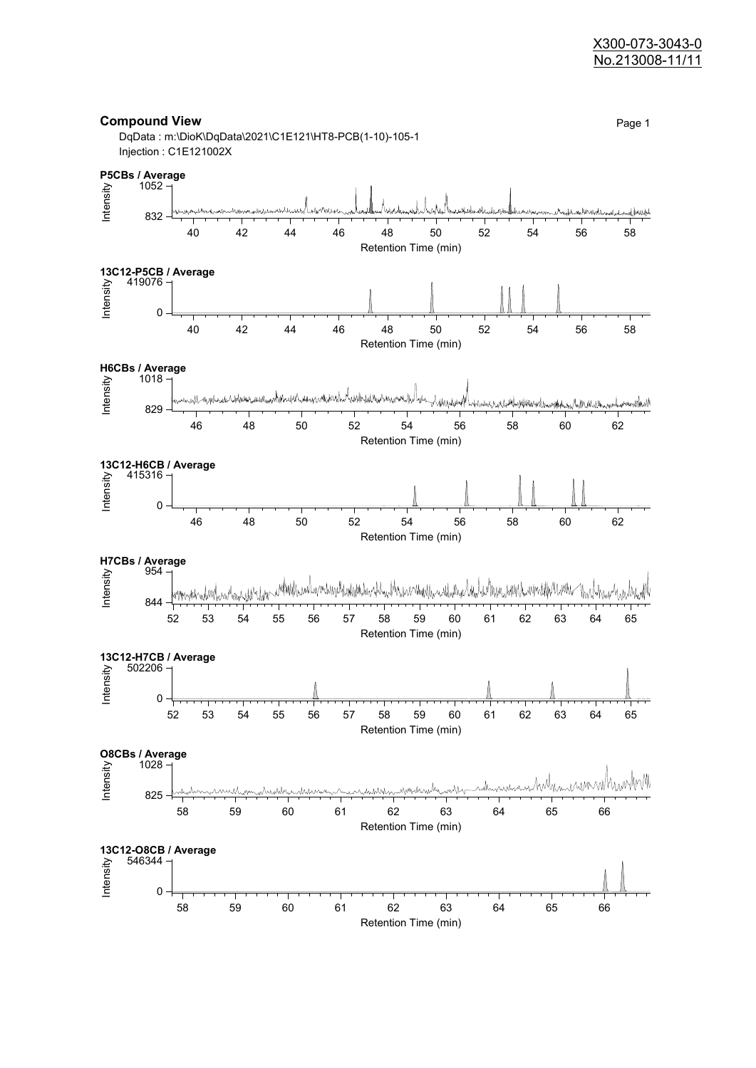X300-073-3043-0
No.213008-11/11

## Compound View

DqData : m:\DioK\DqData\2021\C1E121\HT8-PCB(1-10)-105-1
Injection : C1E121002X

**P5CBs / Average**

Intensity
1052
832
40 42 44 46 48 50 52 54 56 58
Retention Time (min)

**13C12-P5CB / Average**

Intensity
419076
0
40 42 44 46 48 50 52 54 56 58
Retention Time (min)

**H6CBs / Average**

Intensity
1018
829
46 48 50 52 54 56 58 60 62
Retention Time (min)

**13C12-H6CB / Average**

Intensity
415316
0
46 48 50 52 54 56 58 60 62
Retention Time (min)

**H7CBs / Average**

Intensity
954
844
52 53 54 55 56 57 58 59 60 61 62 63 64 65
Retention Time (min)

**13C12-H7CB / Average**

Intensity
502206
0
52 53 54 55 56 57 58 59 60 61 62 63 64 65
Retention Time (min)

**O8CBs / Average**

Intensity
1028
825
58 59 60 61 62 63 64 65 66
Retention Time (min)

**13C12-O8CB / Average**

Intensity
546344
0
58 59 60 61 62 63 64 65 66
Retention Time (min)